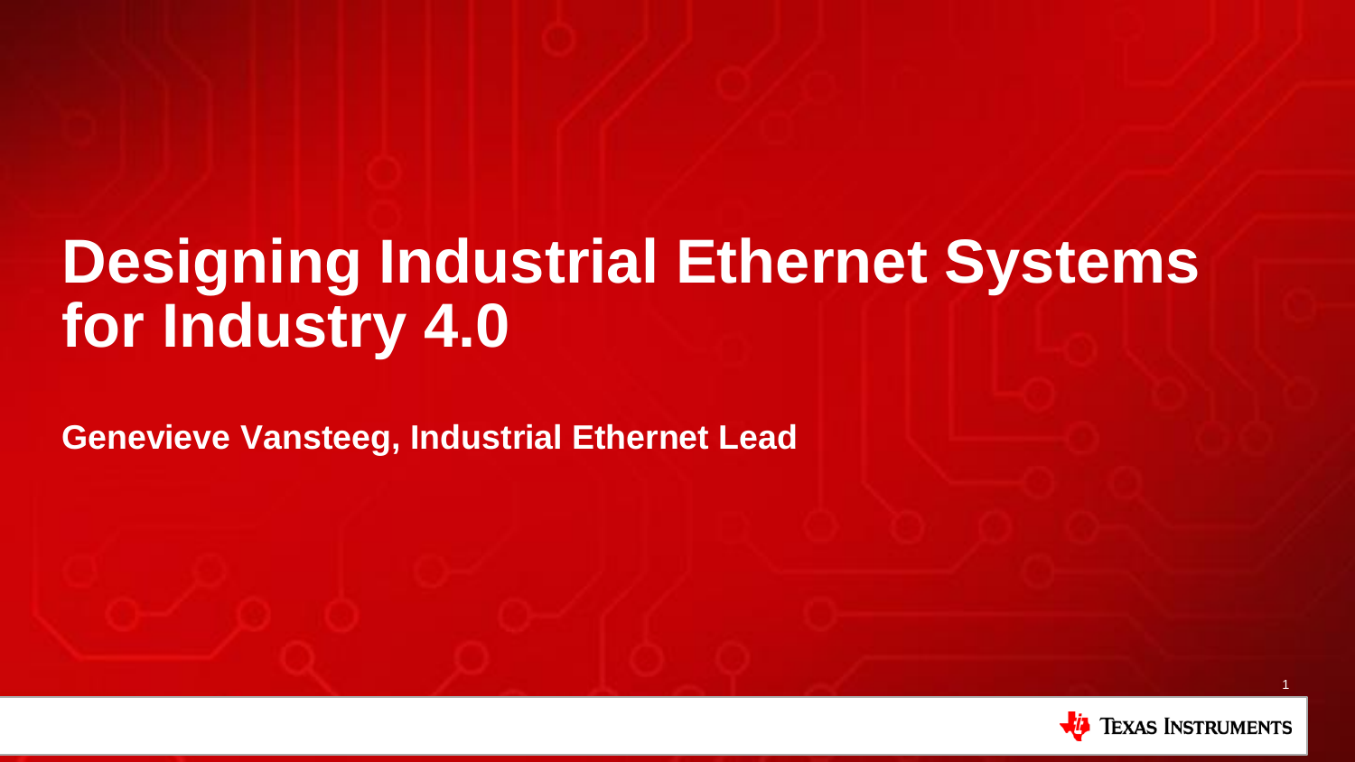# Designing Industrial Ethernet Systems for Industry 4.0

**Genevieve Vansteeg, Industrial Ethernet Lead**

Texas Instruments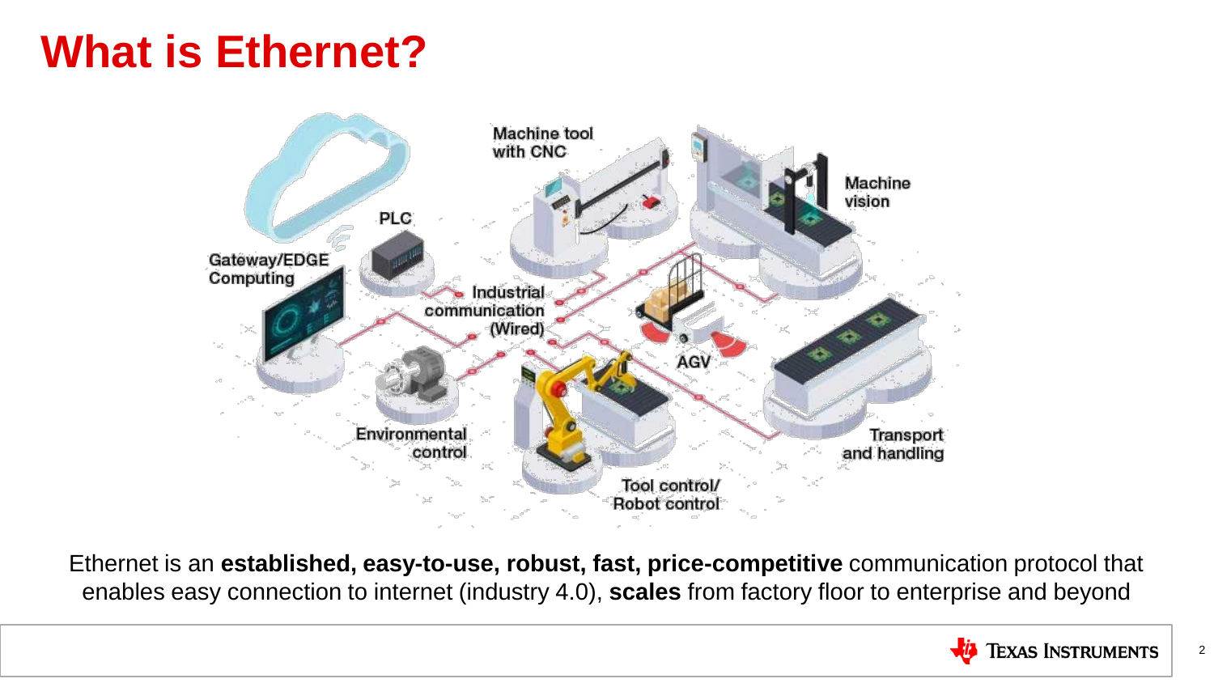# What is Ethernet?

Machine tool with CNC

Machine vision

PLC

Gateway/EDGE Computing

Industrial communication (Wired)

AGV

Environmental control

Transport and handling

Tool control/ Robot control

Ethernet is an **established, easy-to-use, robust, fast, price-competitive** communication protocol that enables easy connection to internet (industry 4.0), **scales** from factory floor to enterprise and beyond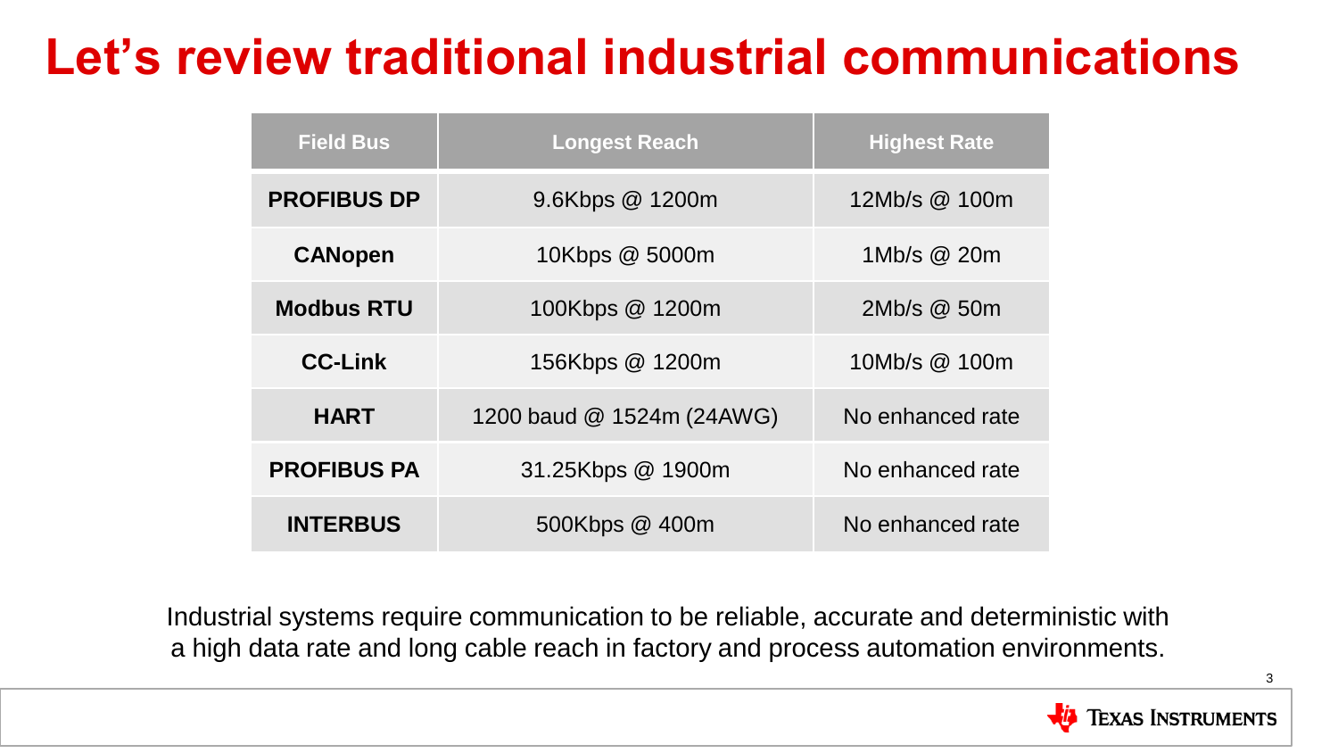# Let’s review traditional industrial communications

| Field Bus | Longest Reach | Highest Rate |
|---|---|---|
| **PROFIBUS DP** | 9.6Kbps @ 1200m | 12Mb/s @ 100m |
| **CANopen** | 10Kbps @ 5000m | 1Mb/s @ 20m |
| **Modbus RTU** | 100Kbps @ 1200m | 2Mb/s @ 50m |
| **CC-Link** | 156Kbps @ 1200m | 10Mb/s @ 100m |
| **HART** | 1200 baud @ 1524m (24AWG) | No enhanced rate |
| **PROFIBUS PA** | 31.25Kbps @ 1900m | No enhanced rate |
| **INTERBUS** | 500Kbps @ 400m | No enhanced rate |

Industrial systems require communication to be reliable, accurate and deterministic with a high data rate and long cable reach in factory and process automation environments.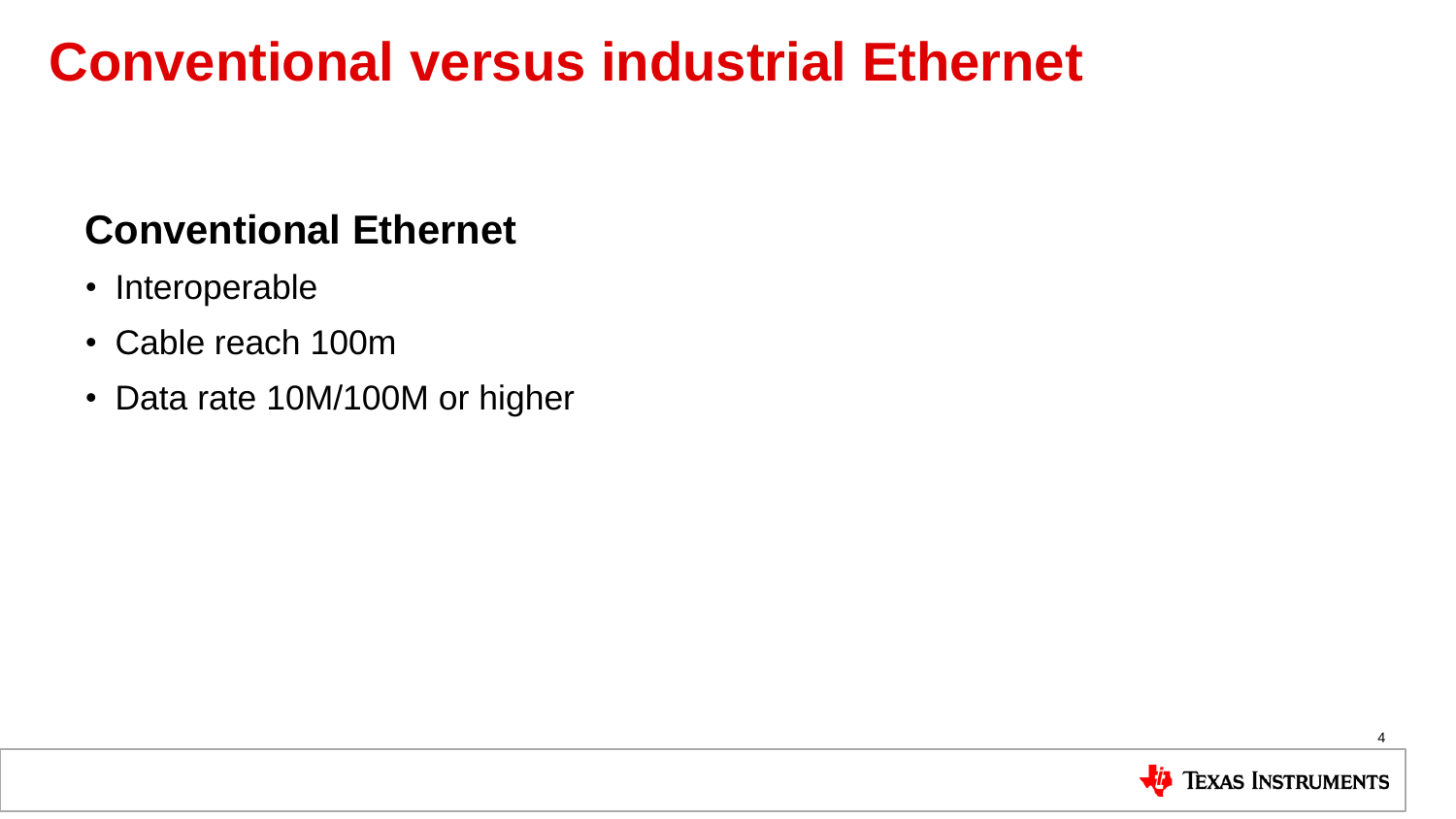# Conventional versus industrial Ethernet

## Conventional Ethernet

- Interoperable
- Cable reach 100m
- Data rate 10M/100M or higher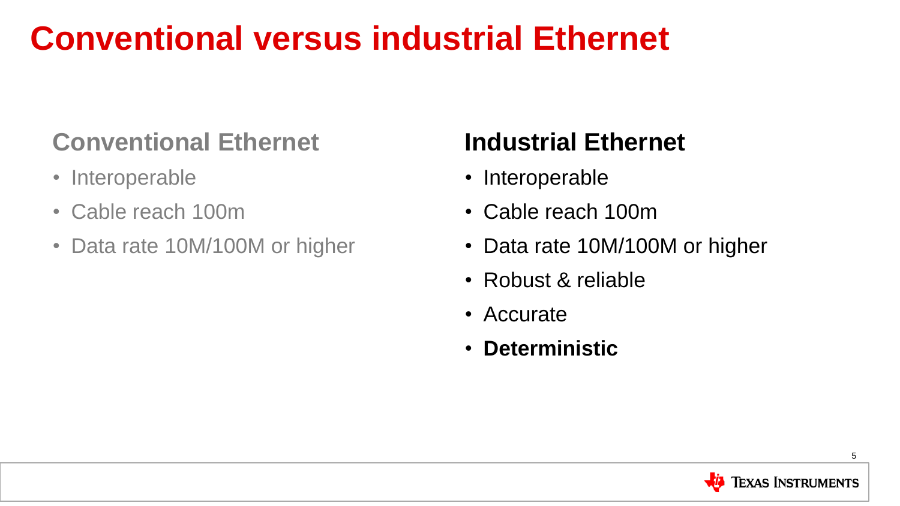# Conventional versus industrial Ethernet

## Conventional Ethernet

- Interoperable
- Cable reach 100m
- Data rate 10M/100M or higher

## Industrial Ethernet

- Interoperable
- Cable reach 100m
- Data rate 10M/100M or higher
- Robust & reliable
- Accurate
- **Deterministic**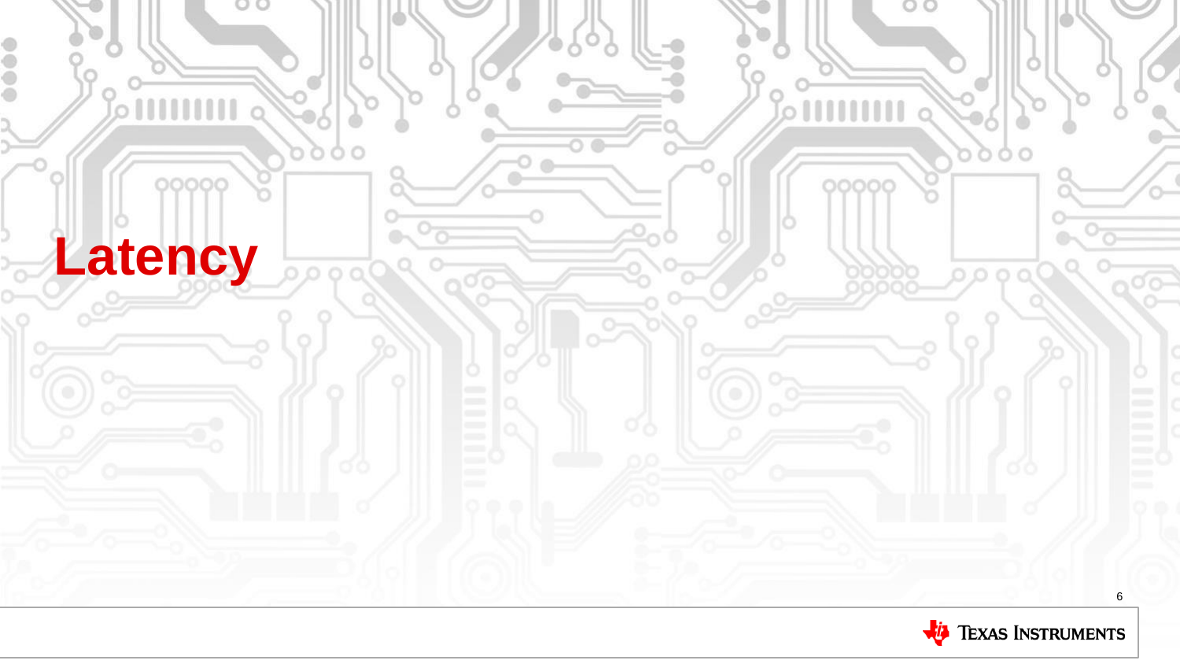# Latency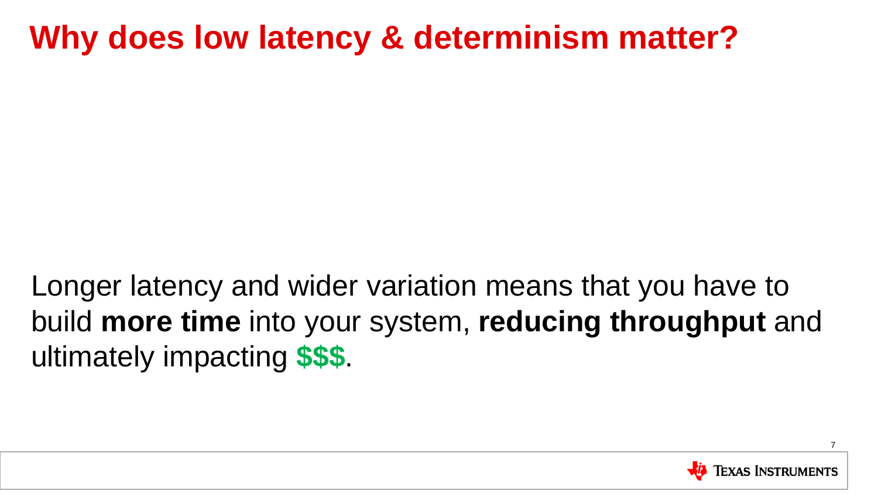# Why does low latency & determinism matter?

Longer latency and wider variation means that you have to build **more time** into your system, **reducing throughput** and ultimately impacting **$$$**.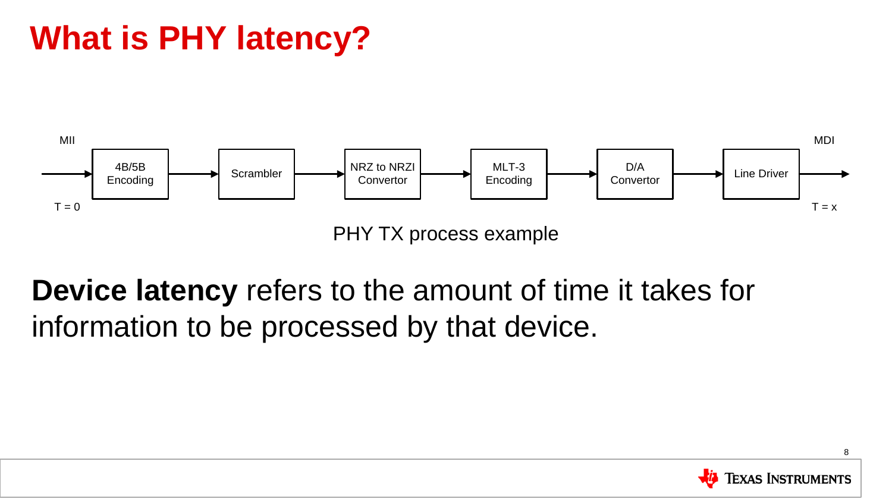# What is PHY latency?

MII → 4B/5B Encoding → Scrambler → NRZ to NRZI Convertor → MLT-3 Encoding → D/A Convertor → Line Driver → MDI

T = 0 &nbsp;&nbsp;&nbsp;&nbsp;&nbsp;&nbsp;&nbsp;&nbsp;&nbsp;&nbsp;&nbsp;&nbsp;&nbsp;&nbsp;&nbsp;&nbsp;&nbsp;&nbsp;&nbsp;&nbsp; T = x

PHY TX process example

**Device latency** refers to the amount of time it takes for information to be processed by that device.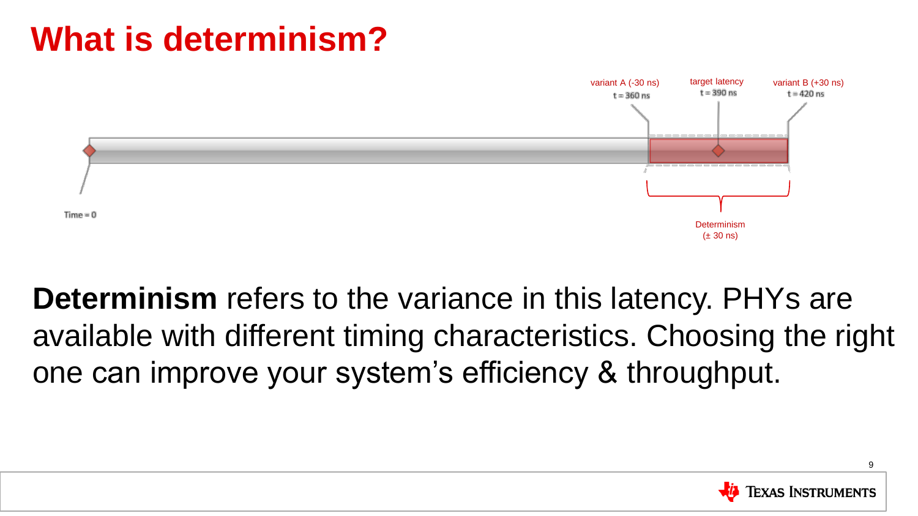# What is determinism?

variant A (-30 ns)
t = 360 ns

target latency
t = 390 ns

variant B (+30 ns)
t = 420 ns

Time = 0

Determinism
(± 30 ns)

**Determinism** refers to the variance in this latency. PHYs are available with different timing characteristics. Choosing the right one can improve your system's efficiency & throughput.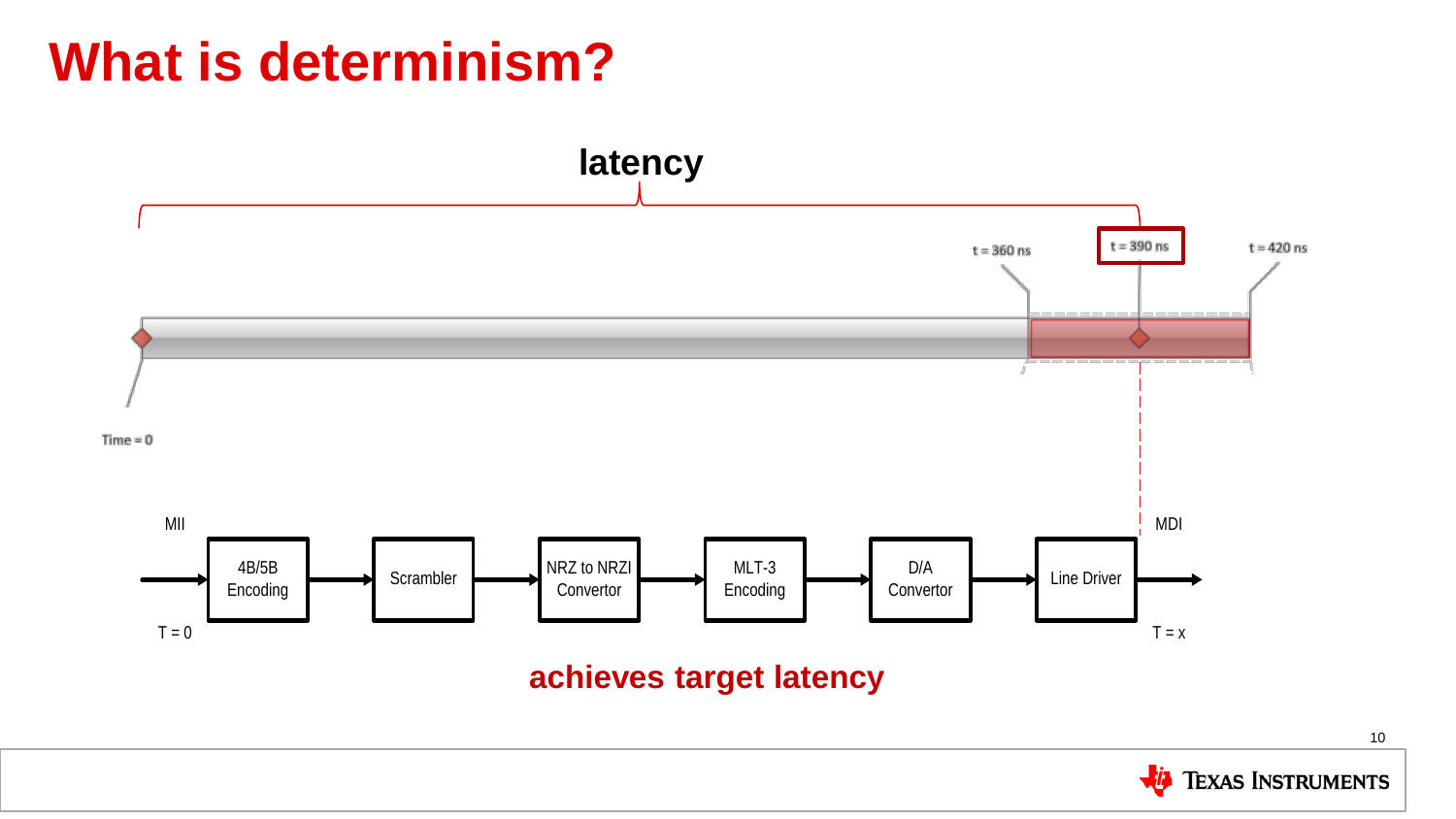# What is determinism?

latency

t = 360 ns

t = 390 ns

t = 420 ns

Time = 0

MII

4B/5B Encoding

Scrambler

NRZ to NRZI Convertor

MLT-3 Encoding

D/A Convertor

Line Driver

MDI

T = 0

T = x

**achieves target latency**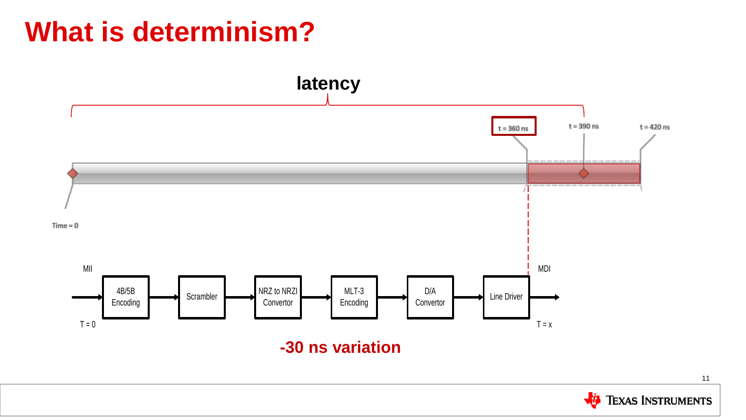# What is determinism?

latency

t = 360 ns

t = 390 ns

t = 420 ns

Time = 0

MII

MDI

4B/5B Encoding

Scrambler

NRZ to NRZI Convertor

MLT-3 Encoding

D/A Convertor

Line Driver

T = 0

T = x

**-30 ns variation**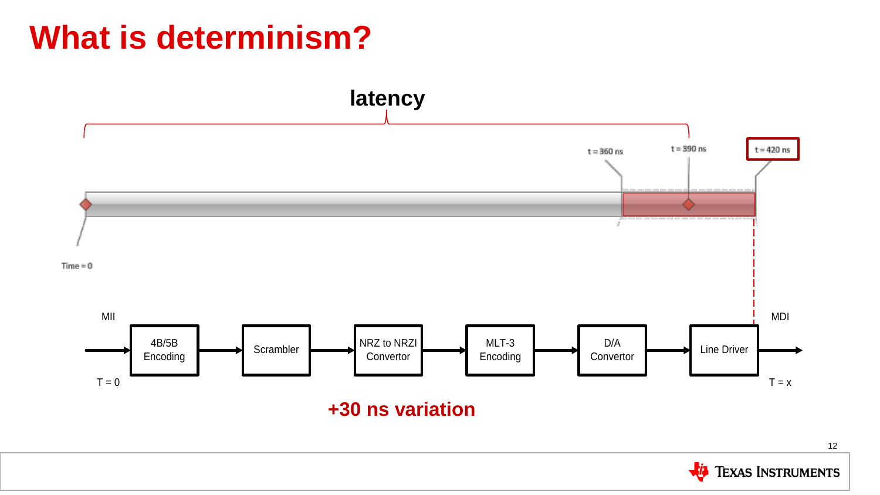# What is determinism?

latency

t = 360 ns

t = 390 ns

t = 420 ns

Time = 0

MII

4B/5B Encoding

Scrambler

NRZ to NRZI Convertor

MLT-3 Encoding

D/A Convertor

Line Driver

MDI

T = 0

T = x

**+30 ns variation**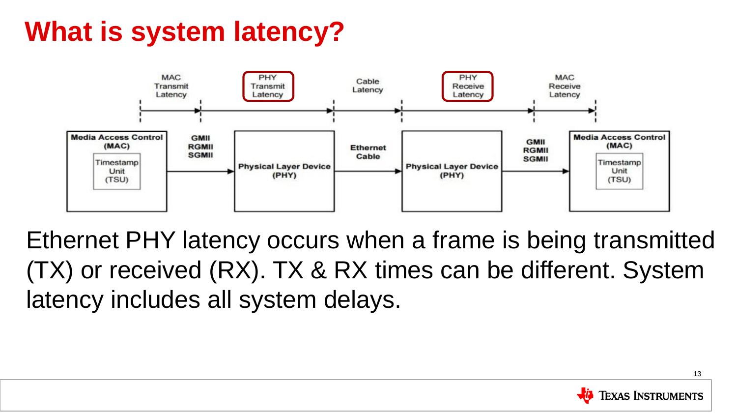# What is system latency?

MAC Transmit Latency

PHY Transmit Latency

Cable Latency

PHY Receive Latency

MAC Receive Latency

Media Access Control (MAC)

Timestamp Unit (TSU)

GMII RGMII SGMII

Physical Layer Device (PHY)

Ethernet Cable

Physical Layer Device (PHY)

GMII RGMII SGMII

Media Access Control (MAC)

Timestamp Unit (TSU)

Ethernet PHY latency occurs when a frame is being transmitted (TX) or received (RX). TX & RX times can be different. System latency includes all system delays.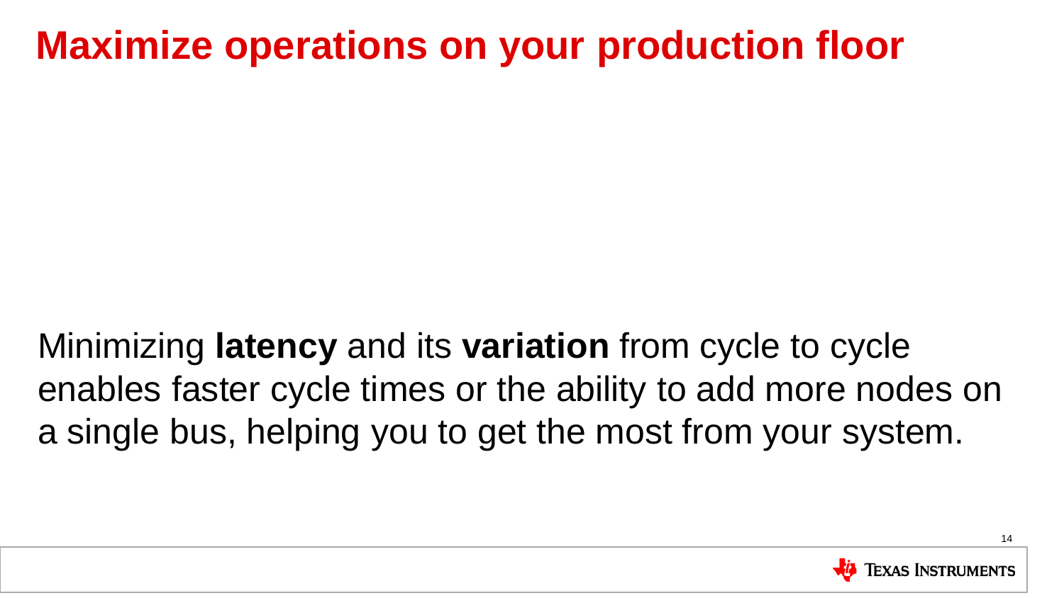# Maximize operations on your production floor

Minimizing **latency** and its **variation** from cycle to cycle enables faster cycle times or the ability to add more nodes on a single bus, helping you to get the most from your system.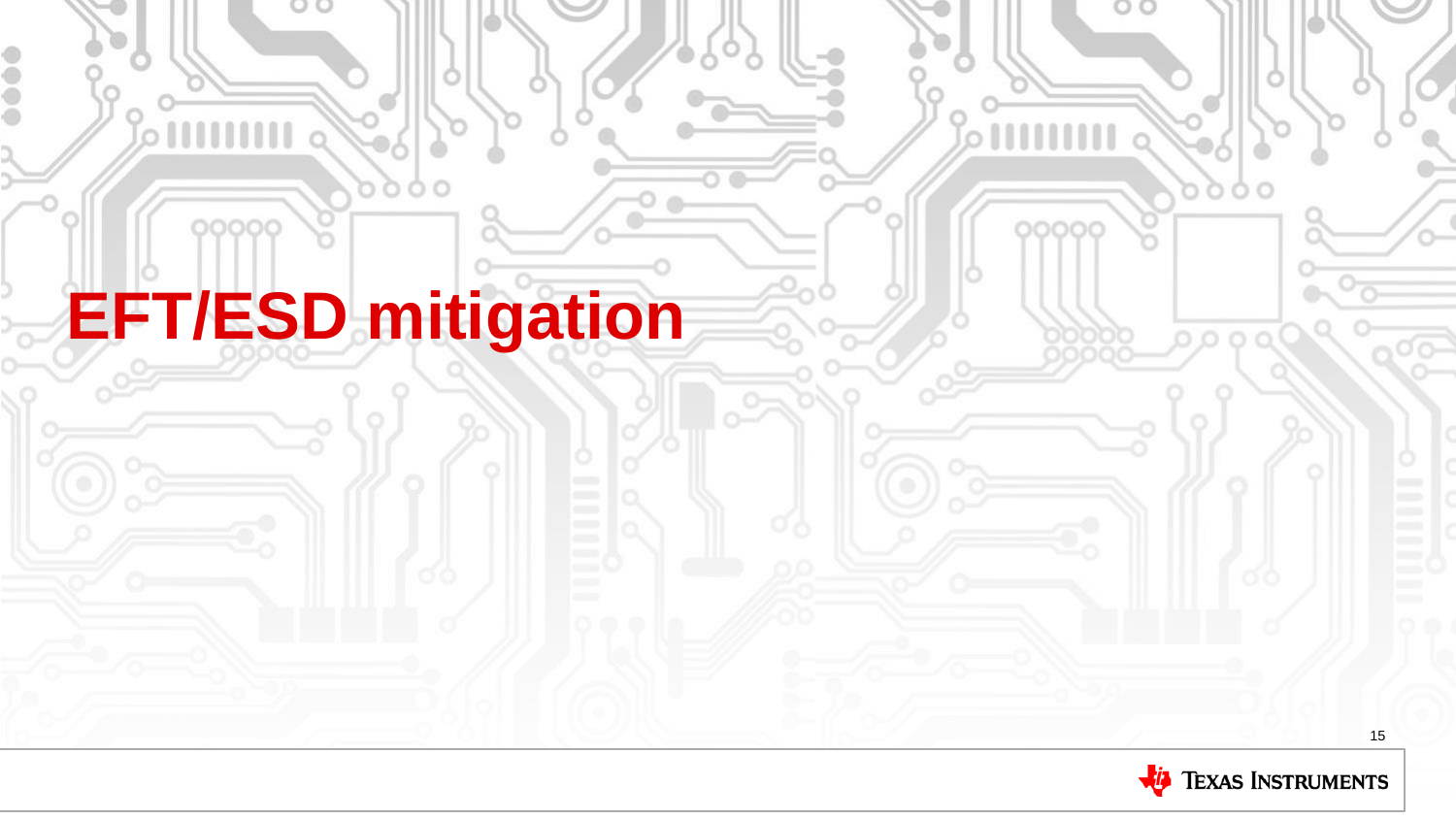# EFT/ESD mitigation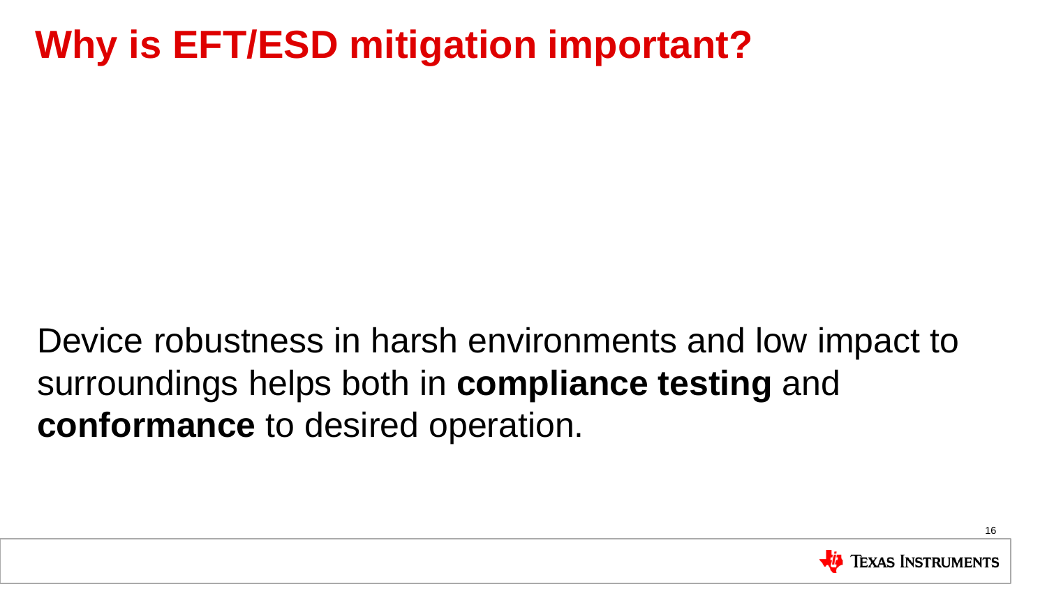# Why is EFT/ESD mitigation important?

Device robustness in harsh environments and low impact to surroundings helps both in **compliance testing** and **conformance** to desired operation.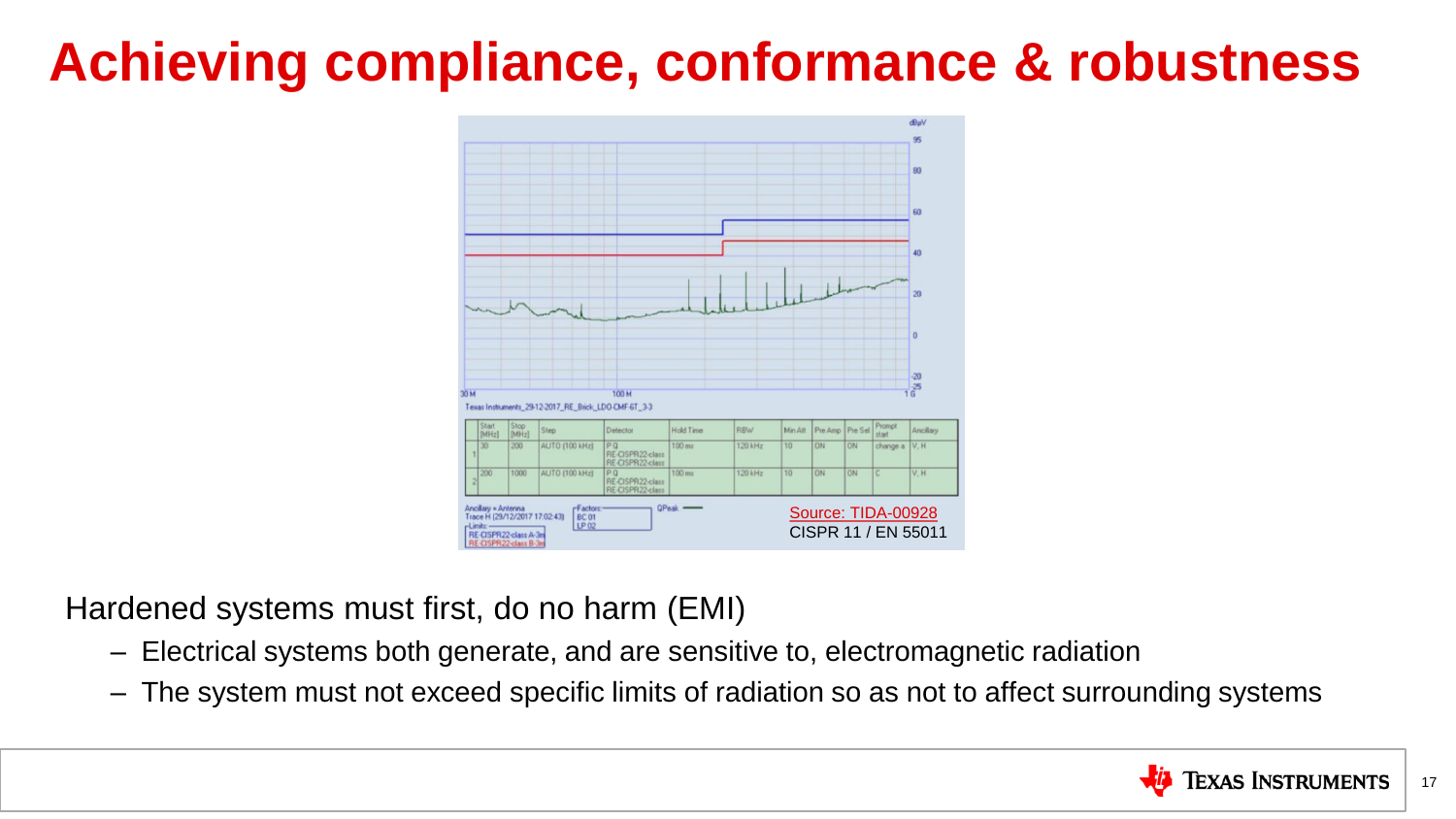# Achieving compliance, conformance & robustness

dBµV
95
80
60
40
20
0
-20
-25
30 M
100 M
1 G

Texas Instruments_29-12-2017_RE_Buck_LDO-CMF-6T_3-3

| | Start [MHz] | Stop [MHz] | Step | Detector | Hold Time | RBW | Min Att | Pre Amp | Pre Sel | Prompt start | Ancillary |
|---|---|---|---|---|---|---|---|---|---|---|---|
| 1 | 30 | 200 | AUTO (100 kHz) | P Q RE-CISPR22-class RE-CISPR22-class | 100 ms | 120 kHz | 10 | ON | ON | change a | V, H |
| 2 | 200 | 1000 | AUTO (100 kHz) | P Q RE-CISPR22-class RE-CISPR22-class | 100 ms | 120 kHz | 10 | ON | ON | C | V, H |

Ancillary = Antenna
Trace H (29/12/2017 17:02:43)
Limits: RE-CISPR22-class A-3m RE-CISPR22-class B-3m
Factors: BC 01 LP 02
QPeak

Source: TIDA-00928
CISPR 11 / EN 55011

Hardened systems must first, do no harm (EMI)

- Electrical systems both generate, and are sensitive to, electromagnetic radiation
- The system must not exceed specific limits of radiation so as not to affect surrounding systems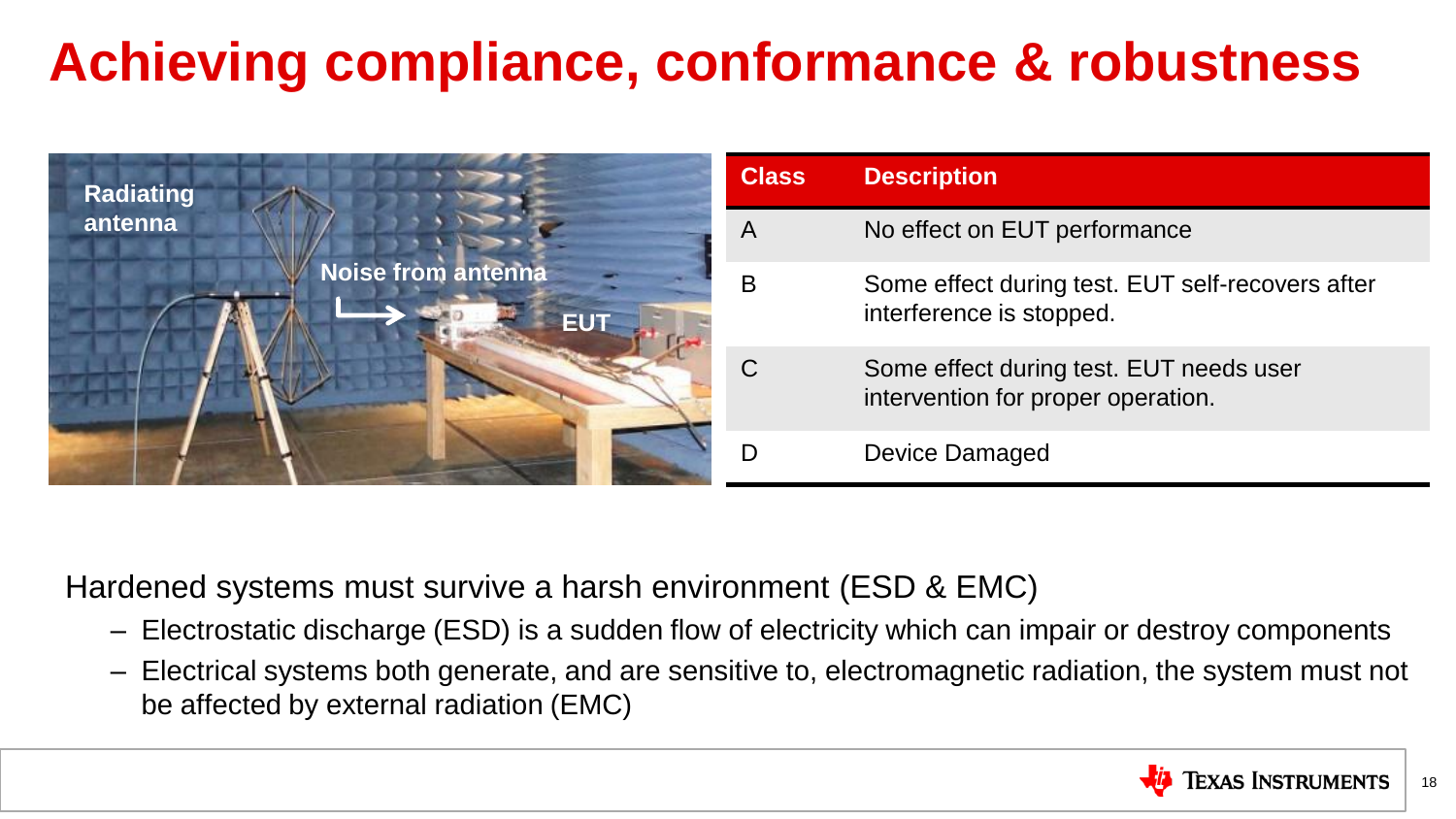# Achieving compliance, conformance & robustness

| Class | Description |
| --- | --- |
| A | No effect on EUT performance |
| B | Some effect during test. EUT self-recovers after interference is stopped. |
| C | Some effect during test. EUT needs user intervention for proper operation. |
| D | Device Damaged |

Hardened systems must survive a harsh environment (ESD & EMC)

- Electrostatic discharge (ESD) is a sudden flow of electricity which can impair or destroy components
- Electrical systems both generate, and are sensitive to, electromagnetic radiation, the system must not be affected by external radiation (EMC)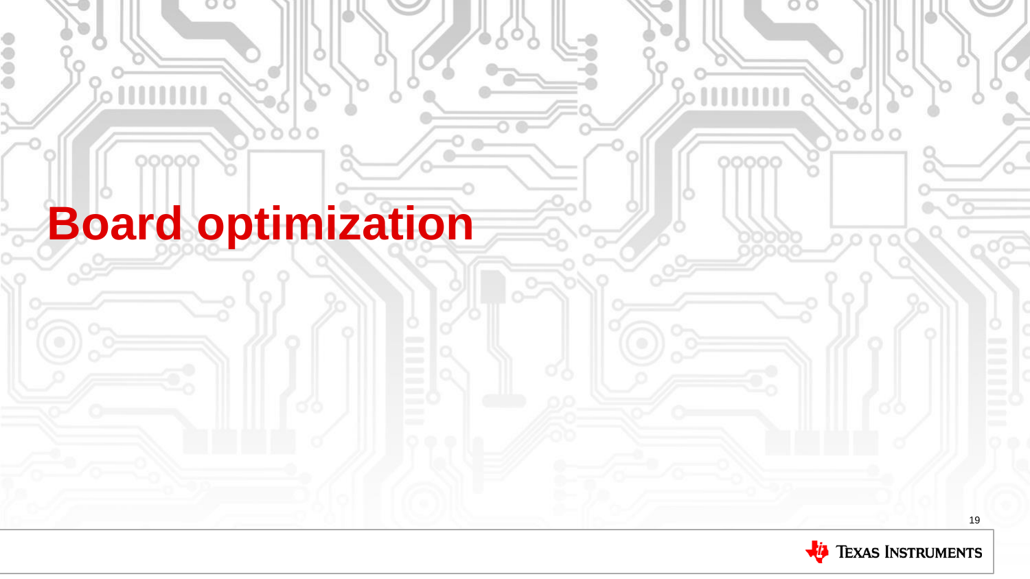# Board optimization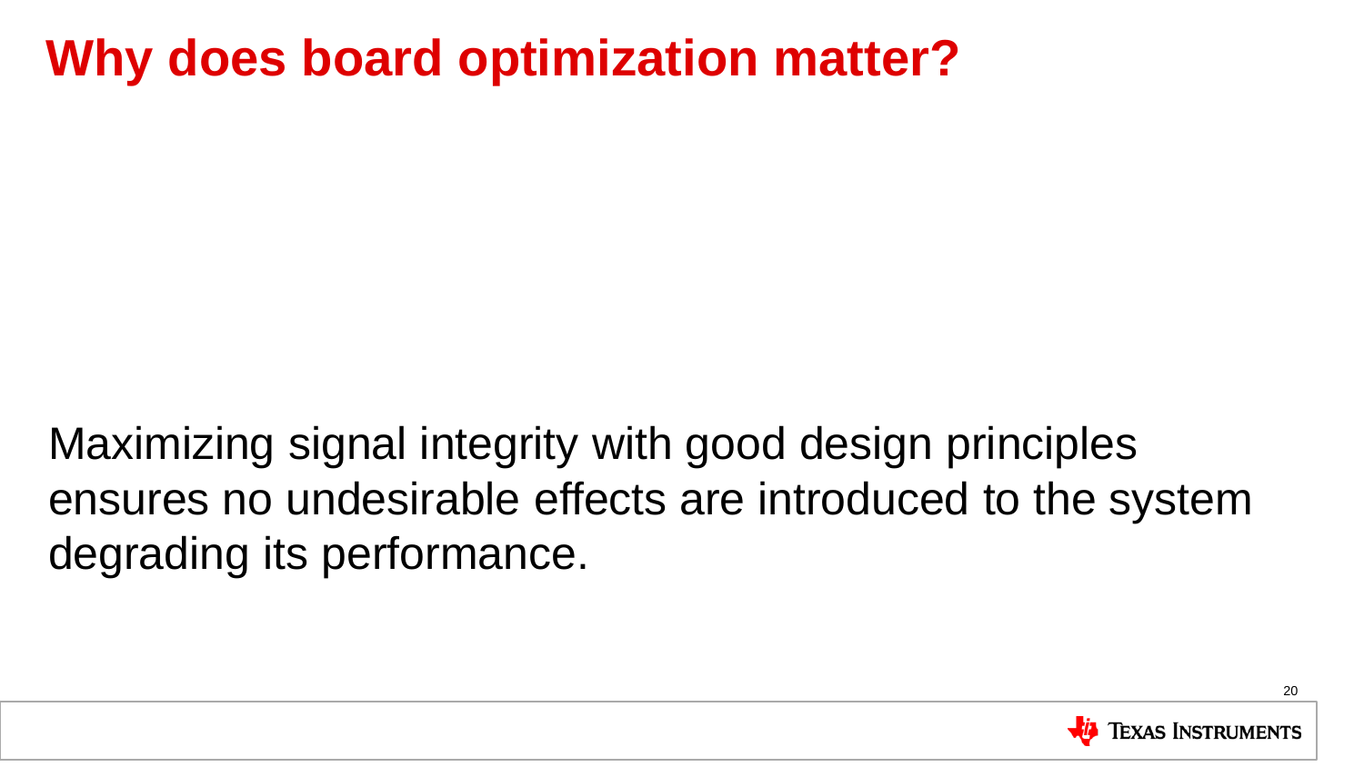# Why does board optimization matter?

Maximizing signal integrity with good design principles ensures no undesirable effects are introduced to the system degrading its performance.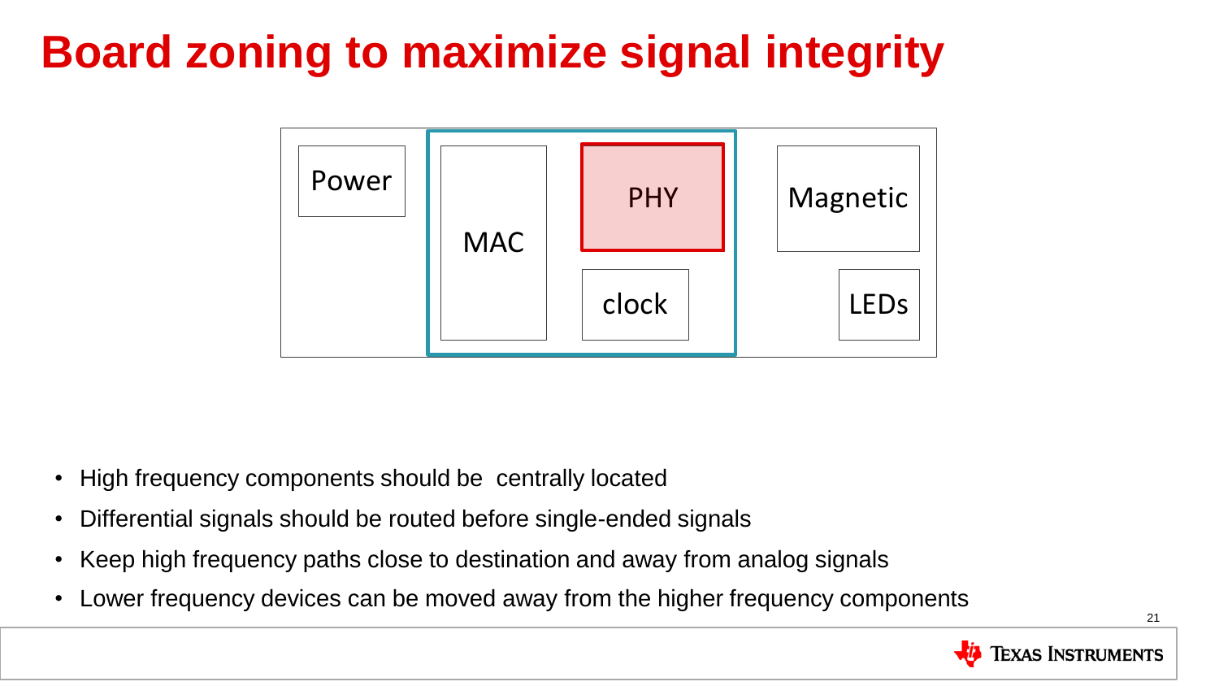# Board zoning to maximize signal integrity

Power

MAC

PHY

clock

Magnetic

LEDs

- High frequency components should be  centrally located
- Differential signals should be routed before single-ended signals
- Keep high frequency paths close to destination and away from analog signals
- Lower frequency devices can be moved away from the higher frequency components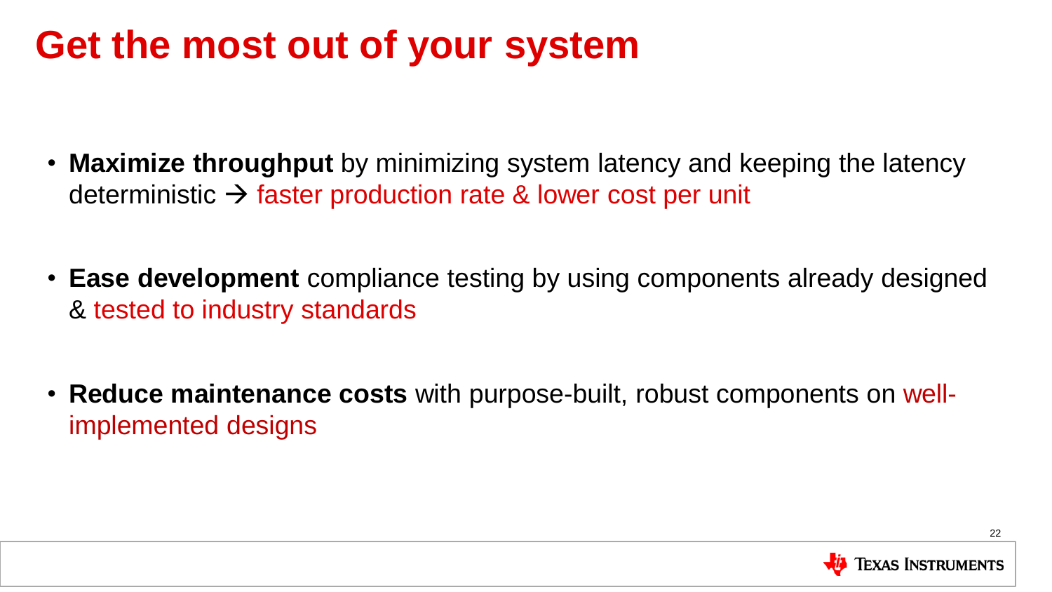# Get the most out of your system

- **Maximize throughput** by minimizing system latency and keeping the latency deterministic → faster production rate & lower cost per unit

- **Ease development** compliance testing by using components already designed & tested to industry standards

- **Reduce maintenance costs** with purpose-built, robust components on well-implemented designs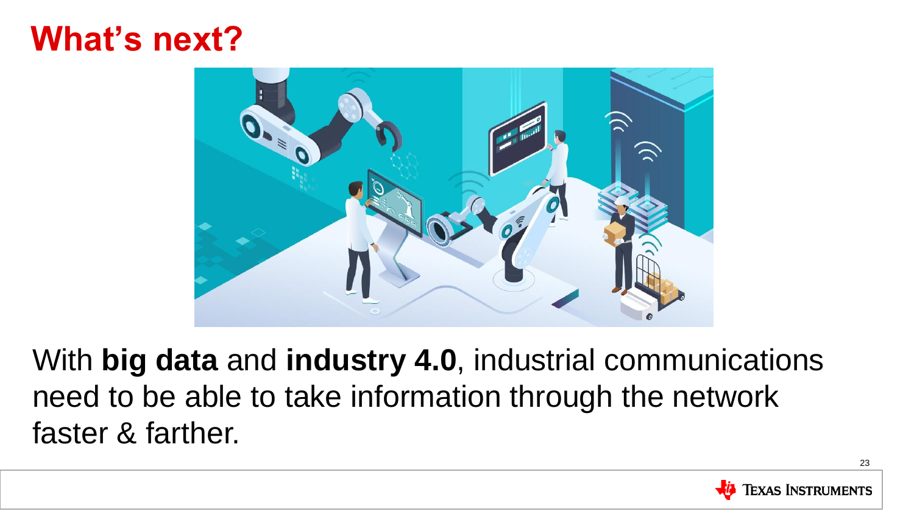# What’s next?

With **big data** and **industry 4.0**, industrial communications need to be able to take information through the network faster & farther.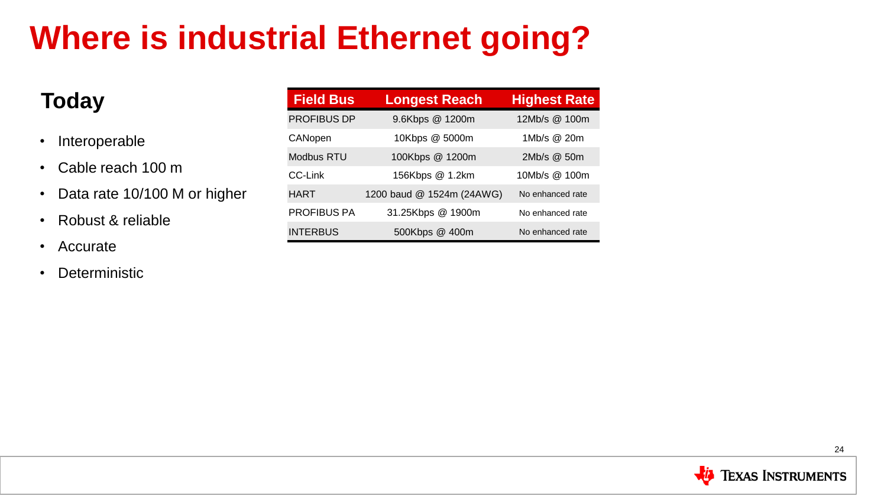# Where is industrial Ethernet going?

## Today

- Interoperable
- Cable reach 100 m
- Data rate 10/100 M or higher
- Robust & reliable
- Accurate
- Deterministic

| Field Bus | Longest Reach | Highest Rate |
|---|---|---|
| PROFIBUS DP | 9.6Kbps @ 1200m | 12Mb/s @ 100m |
| CANopen | 10Kbps @ 5000m | 1Mb/s @ 20m |
| Modbus RTU | 100Kbps @ 1200m | 2Mb/s @ 50m |
| CC-Link | 156Kbps @ 1.2km | 10Mb/s @ 100m |
| HART | 1200 baud @ 1524m (24AWG) | No enhanced rate |
| PROFIBUS PA | 31.25Kbps @ 1900m | No enhanced rate |
| INTERBUS | 500Kbps @ 400m | No enhanced rate |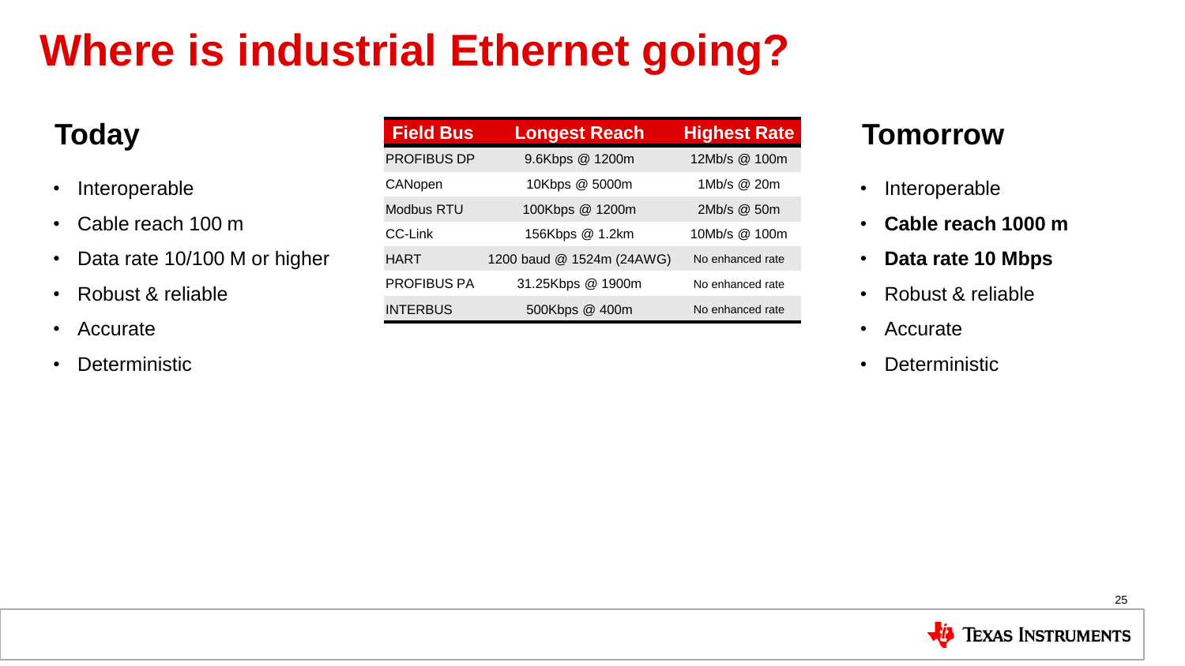# Where is industrial Ethernet going?

## Today

- Interoperable
- Cable reach 100 m
- Data rate 10/100 M or higher
- Robust & reliable
- Accurate
- Deterministic

| Field Bus | Longest Reach | Highest Rate |
|---|---|---|
| PROFIBUS DP | 9.6Kbps @ 1200m | 12Mb/s @ 100m |
| CANopen | 10Kbps @ 5000m | 1Mb/s @ 20m |
| Modbus RTU | 100Kbps @ 1200m | 2Mb/s @ 50m |
| CC-Link | 156Kbps @ 1.2km | 10Mb/s @ 100m |
| HART | 1200 baud @ 1524m (24AWG) | No enhanced rate |
| PROFIBUS PA | 31.25Kbps @ 1900m | No enhanced rate |
| INTERBUS | 500Kbps @ 400m | No enhanced rate |

## Tomorrow

- Interoperable
- **Cable reach 1000 m**
- **Data rate 10 Mbps**
- Robust & reliable
- Accurate
- Deterministic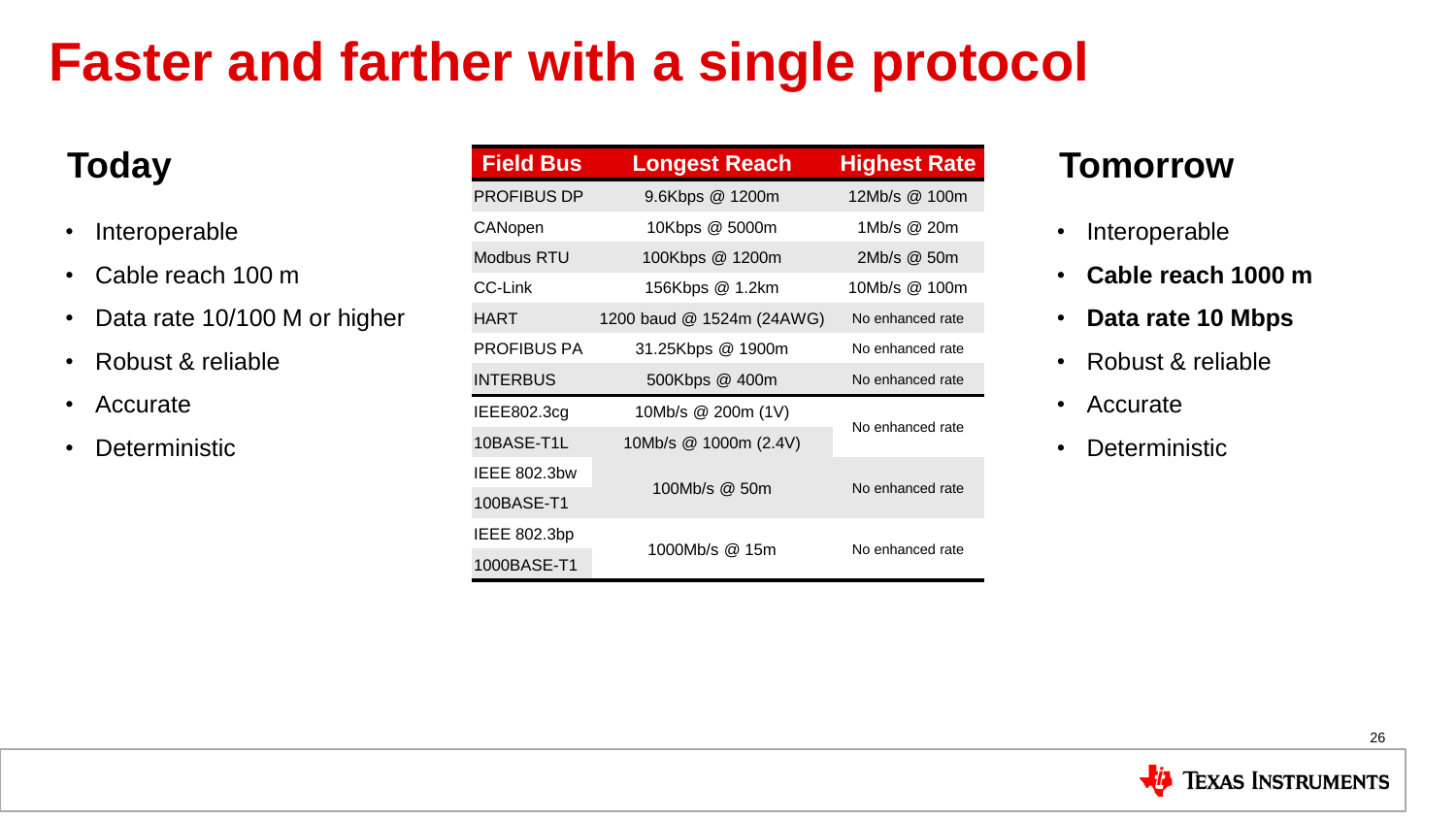# Faster and farther with a single protocol

## Today

- Interoperable
- Cable reach 100 m
- Data rate 10/100 M or higher
- Robust & reliable
- Accurate
- Deterministic

| Field Bus | Longest Reach | Highest Rate |
|---|---|---|
| PROFIBUS DP | 9.6Kbps @ 1200m | 12Mb/s @ 100m |
| CANopen | 10Kbps @ 5000m | 1Mb/s @ 20m |
| Modbus RTU | 100Kbps @ 1200m | 2Mb/s @ 50m |
| CC-Link | 156Kbps @ 1.2km | 10Mb/s @ 100m |
| HART | 1200 baud @ 1524m (24AWG) | No enhanced rate |
| PROFIBUS PA | 31.25Kbps @ 1900m | No enhanced rate |
| INTERBUS | 500Kbps @ 400m | No enhanced rate |
| IEEE802.3cg | 10Mb/s @ 200m (1V) | No enhanced rate |
| 10BASE-T1L | 10Mb/s @ 1000m (2.4V) | |
| IEEE 802.3bw 100BASE-T1 | 100Mb/s @ 50m | No enhanced rate |
| IEEE 802.3bp 1000BASE-T1 | 1000Mb/s @ 15m | No enhanced rate |

## Tomorrow

- Interoperable
- **Cable reach 1000 m**
- **Data rate 10 Mbps**
- Robust & reliable
- Accurate
- Deterministic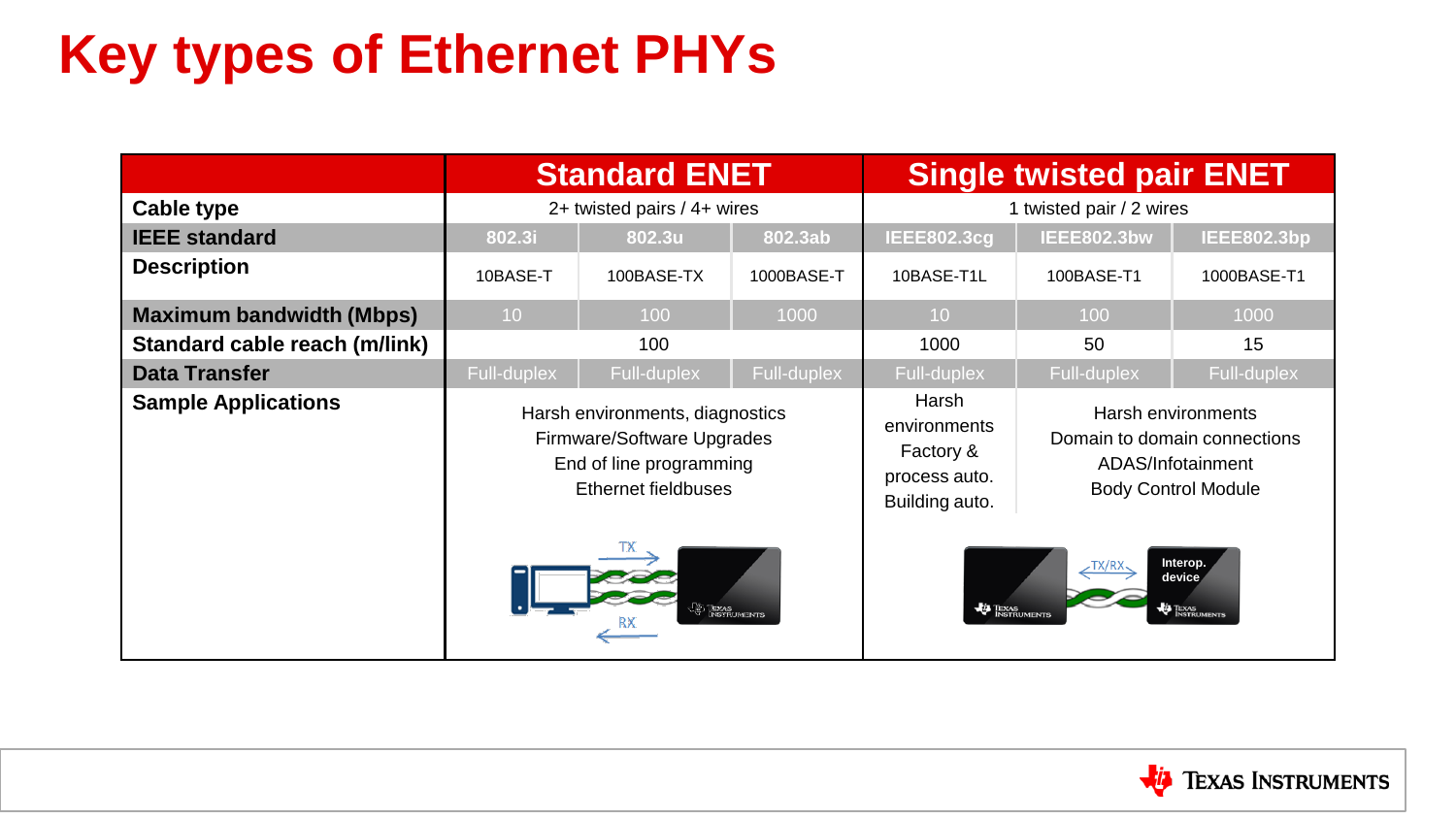# Key types of Ethernet PHYs

| | Standard ENET | | | Single twisted pair ENET | | |
|---|---|---|---|---|---|---|
| **Cable type** | 2+ twisted pairs / 4+ wires | | | 1 twisted pair / 2 wires | | |
| **IEEE standard** | 802.3i | 802.3u | 802.3ab | IEEE802.3cg | IEEE802.3bw | IEEE802.3bp |
| **Description** | 10BASE-T | 100BASE-TX | 1000BASE-T | 10BASE-T1L | 100BASE-T1 | 1000BASE-T1 |
| **Maximum bandwidth (Mbps)** | 10 | 100 | 1000 | 10 | 100 | 1000 |
| **Standard cable reach (m/link)** | 100 | | | 1000 | 50 | 15 |
| **Data Transfer** | Full-duplex | Full-duplex | Full-duplex | Full-duplex | Full-duplex | Full-duplex |
| **Sample Applications** | Harsh environments, diagnostics<br>Firmware/Software Upgrades<br>End of line programming<br>Ethernet fieldbuses | | | Harsh environments<br>Factory & process auto.<br>Building auto. | Harsh environments<br>Domain to domain connections<br>ADAS/Infotainment<br>Body Control Module | |

TX
RX

TX/RX
Interop. device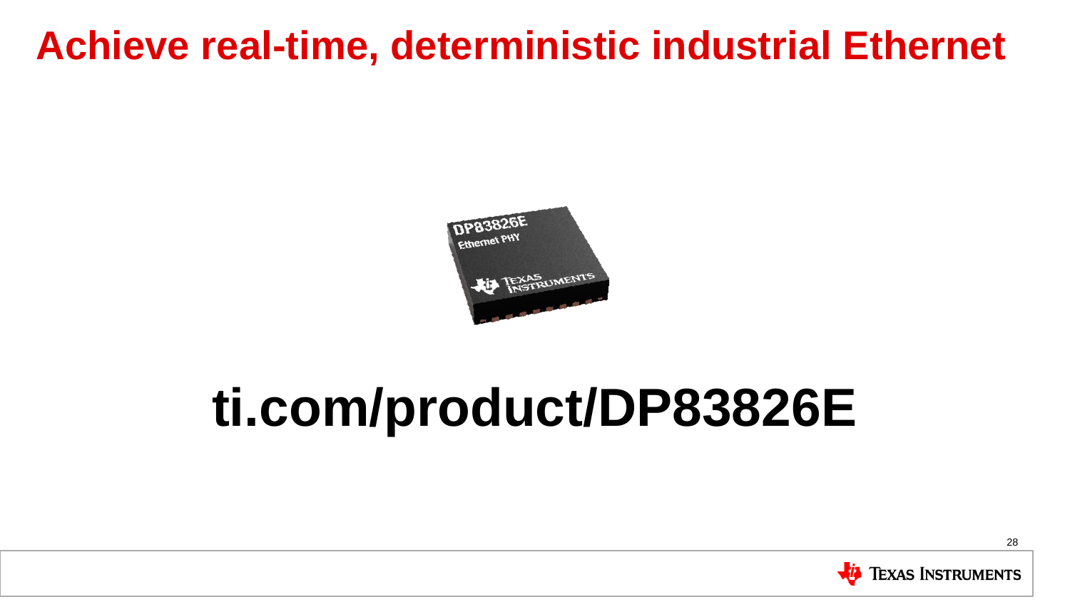# Achieve real-time, deterministic industrial Ethernet

**ti.com/product/DP83826E**